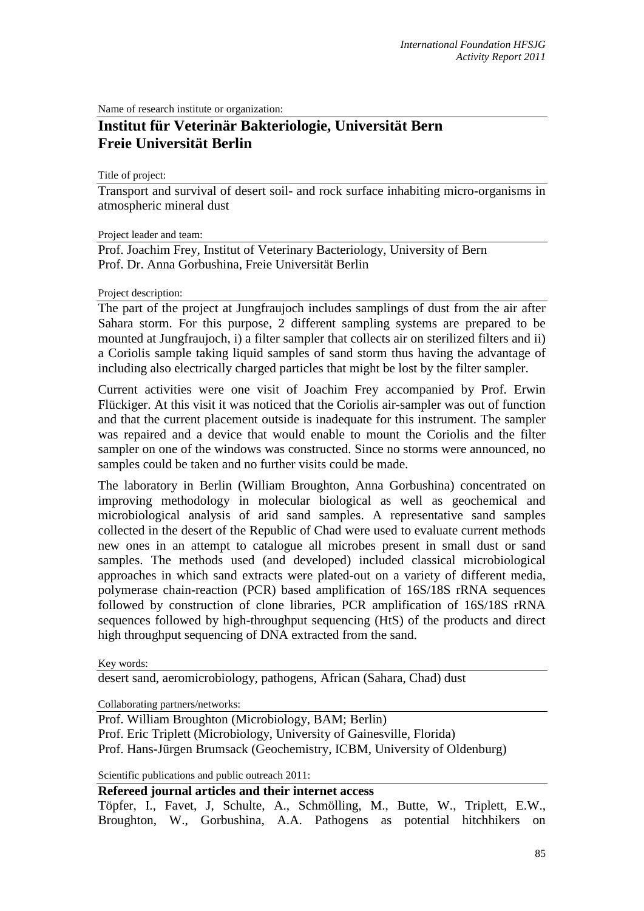Name of research institute or organization:

## Institut für Veterinär Bakteriologie, Universität Bern
## Freie Universität Berlin

Title of project:

Transport and survival of desert soil- and rock surface inhabiting micro-organisms in atmospheric mineral dust

Project leader and team:

Prof. Joachim Frey, Institut of Veterinary Bacteriology, University of Bern
Prof. Dr. Anna Gorbushina, Freie Universität Berlin

Project description:

The part of the project at Jungfraujoch includes samplings of dust from the air after Sahara storm. For this purpose, 2 different sampling systems are prepared to be mounted at Jungfraujoch, i) a filter sampler that collects air on sterilized filters and ii) a Coriolis sample taking liquid samples of sand storm thus having the advantage of including also electrically charged particles that might be lost by the filter sampler.

Current activities were one visit of Joachim Frey accompanied by Prof. Erwin Flückiger. At this visit it was noticed that the Coriolis air-sampler was out of function and that the current placement outside is inadequate for this instrument. The sampler was repaired and a device that would enable to mount the Coriolis and the filter sampler on one of the windows was constructed. Since no storms were announced, no samples could be taken and no further visits could be made.

The laboratory in Berlin (William Broughton, Anna Gorbushina) concentrated on improving methodology in molecular biological as well as geochemical and microbiological analysis of arid sand samples. A representative sand samples collected in the desert of the Republic of Chad were used to evaluate current methods new ones in an attempt to catalogue all microbes present in small dust or sand samples. The methods used (and developed) included classical microbiological approaches in which sand extracts were plated-out on a variety of different media, polymerase chain-reaction (PCR) based amplification of 16S/18S rRNA sequences followed by construction of clone libraries, PCR amplification of 16S/18S rRNA sequences followed by high-throughput sequencing (HtS) of the products and direct high throughput sequencing of DNA extracted from the sand.

Key words:

desert sand, aeromicrobiology, pathogens, African (Sahara, Chad) dust

Collaborating partners/networks:

Prof. William Broughton (Microbiology, BAM; Berlin)
Prof. Eric Triplett (Microbiology, University of Gainesville, Florida)
Prof. Hans-Jürgen Brumsack (Geochemistry, ICBM, University of Oldenburg)

Scientific publications and public outreach 2011:

**Refereed journal articles and their internet access**

Töpfer, I., Favet, J, Schulte, A., Schmölling, M., Butte, W., Triplett, E.W., Broughton, W., Gorbushina, A.A. Pathogens as potential hitchhikers on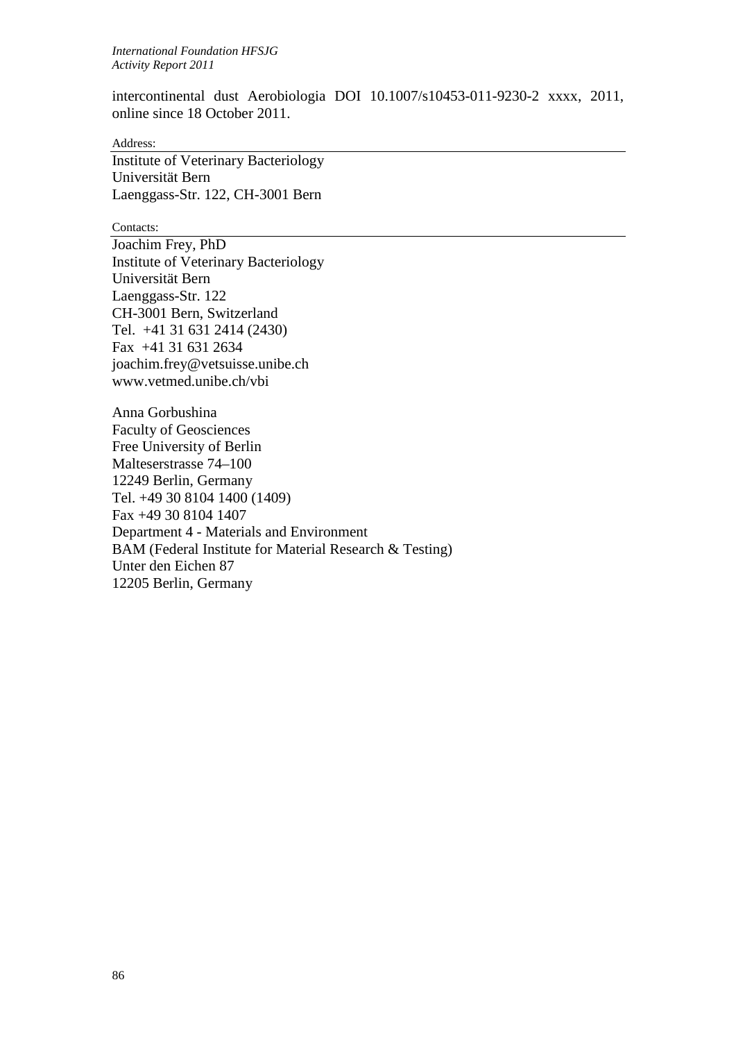intercontinental dust Aerobiologia DOI 10.1007/s10453-011-9230-2 xxxx, 2011, online since 18 October 2011.

Address:

Institute of Veterinary Bacteriology
Universität Bern
Laenggass-Str. 122, CH-3001 Bern

Contacts:

Joachim Frey, PhD
Institute of Veterinary Bacteriology
Universität Bern
Laenggass-Str. 122
CH-3001 Bern, Switzerland
Tel. +41 31 631 2414 (2430)
Fax +41 31 631 2634
joachim.frey@vetsuisse.unibe.ch
www.vetmed.unibe.ch/vbi

Anna Gorbushina
Faculty of Geosciences
Free University of Berlin
Malteserstrasse 74–100
12249 Berlin, Germany
Tel. +49 30 8104 1400 (1409)
Fax +49 30 8104 1407
Department 4 - Materials and Environment
BAM (Federal Institute for Material Research & Testing)
Unter den Eichen 87
12205 Berlin, Germany